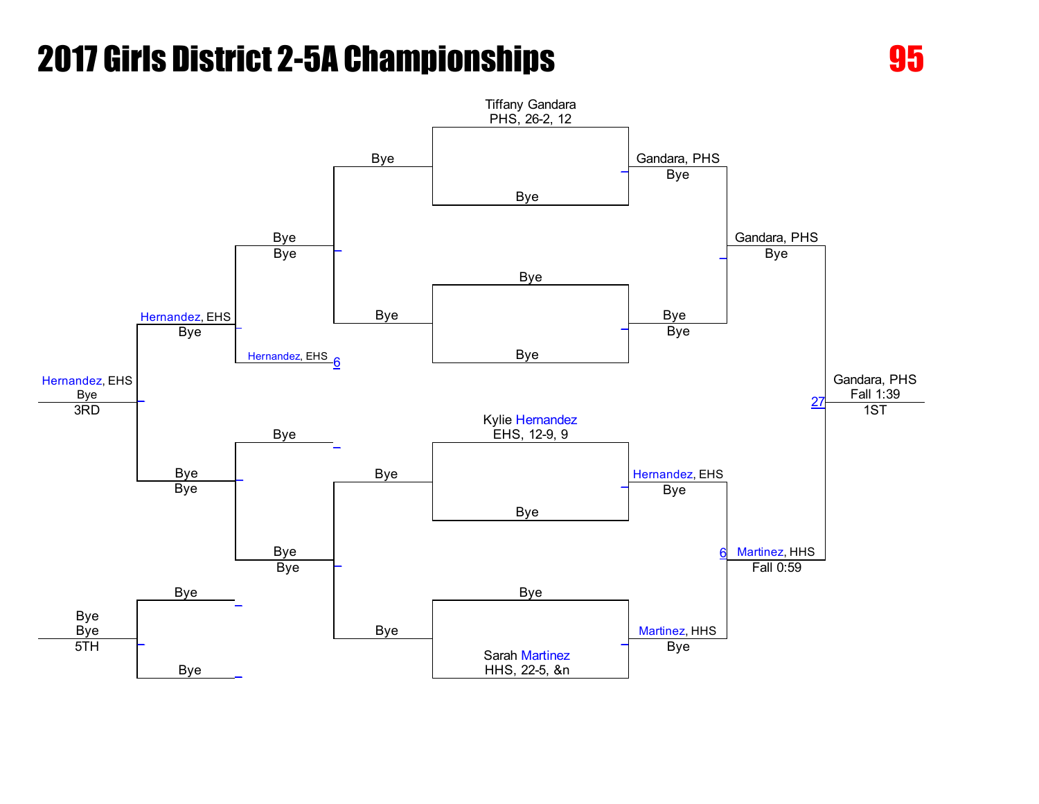# 2017 Girls District 2-5A Championships

**95**

## Championship Bracket

**First round**

| Wrestler | Opponent | Winner |
|---|---|---|
| Tiffany Gandara (PHS, 26-2, 12) | Bye | Gandara, PHS — Bye |
| Bye | Bye | Bye — Bye |
| Kylie Hernandez (EHS, 12-9, 9) | Bye | Hernandez, EHS — Bye |
| Bye | Sarah Martinez (HHS, 22-5, &n) | Martinez, HHS — Bye |

**Semifinals**

- Gandara, PHS — Bye
- Martinez, HHS — Fall 0:59 (6)

**Final**

- Gandara, PHS — Fall 1:39 (27) — **1ST**

## Consolation Bracket

- Bye / Bye
- Bye / Bye
- Bye / Bye
- Bye / Bye
- Bye / Bye
- Hernandez, EHS (6)
- Hernandez, EHS — Bye
- Bye / Bye
- Bye / Bye

**3RD:** Hernandez, EHS — Bye

**5TH:** Bye — Bye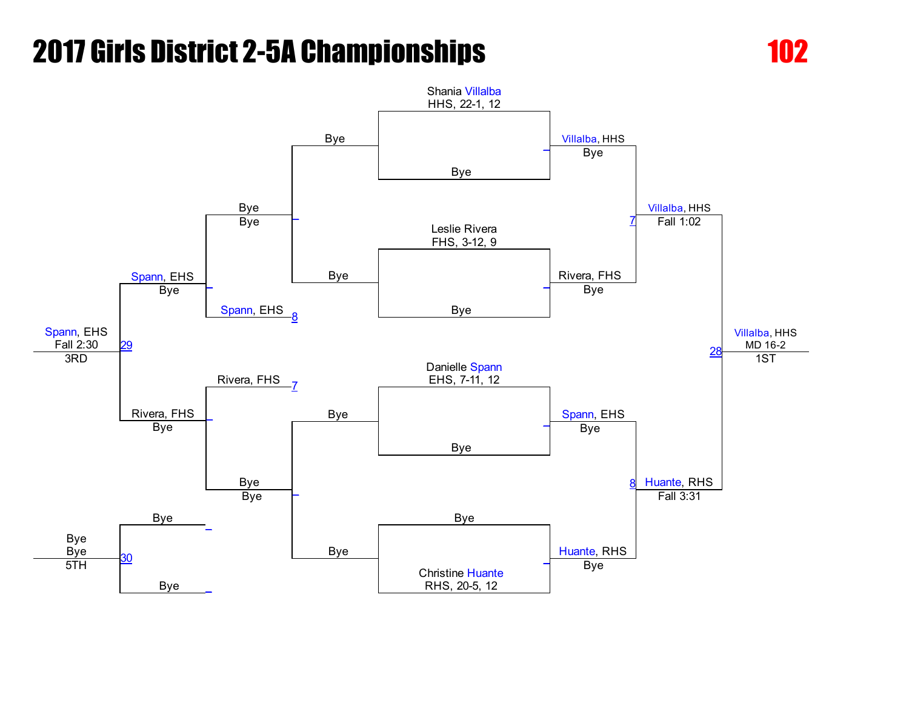# 2017 Girls District 2-5A Championships

**102**

## Championship Bracket

**First Round**

- Shania Villalba (HHS, 22-1, 12) vs. Bye — Villalba, HHS: Bye
- Leslie Rivera (FHS, 3-12, 9) vs. Bye — Rivera, FHS: Bye
- Danielle Spann (EHS, 7-11, 12) vs. Bye — Spann, EHS: Bye
- Bye vs. Christine Huante (RHS, 20-5, 12) — Huante, RHS: Bye

**Semifinals**

- 7: Villalba, HHS — Fall 1:02
- 8: Huante, RHS — Fall 3:31

**Final**

- 28: Villalba, HHS — MD 16-2 — 1ST

## Consolation Bracket

- Bye vs. Bye — Bye
- Bye vs. Bye — Bye
- Bye vs. Spann, EHS (8) — Spann, EHS: Bye
- Rivera, FHS (7) vs. Bye — Rivera, FHS: Bye
- 29: Spann, EHS — Fall 2:30 — 3RD

## 5th Place

- Bye vs. Bye
- 30: Bye, Bye — 5TH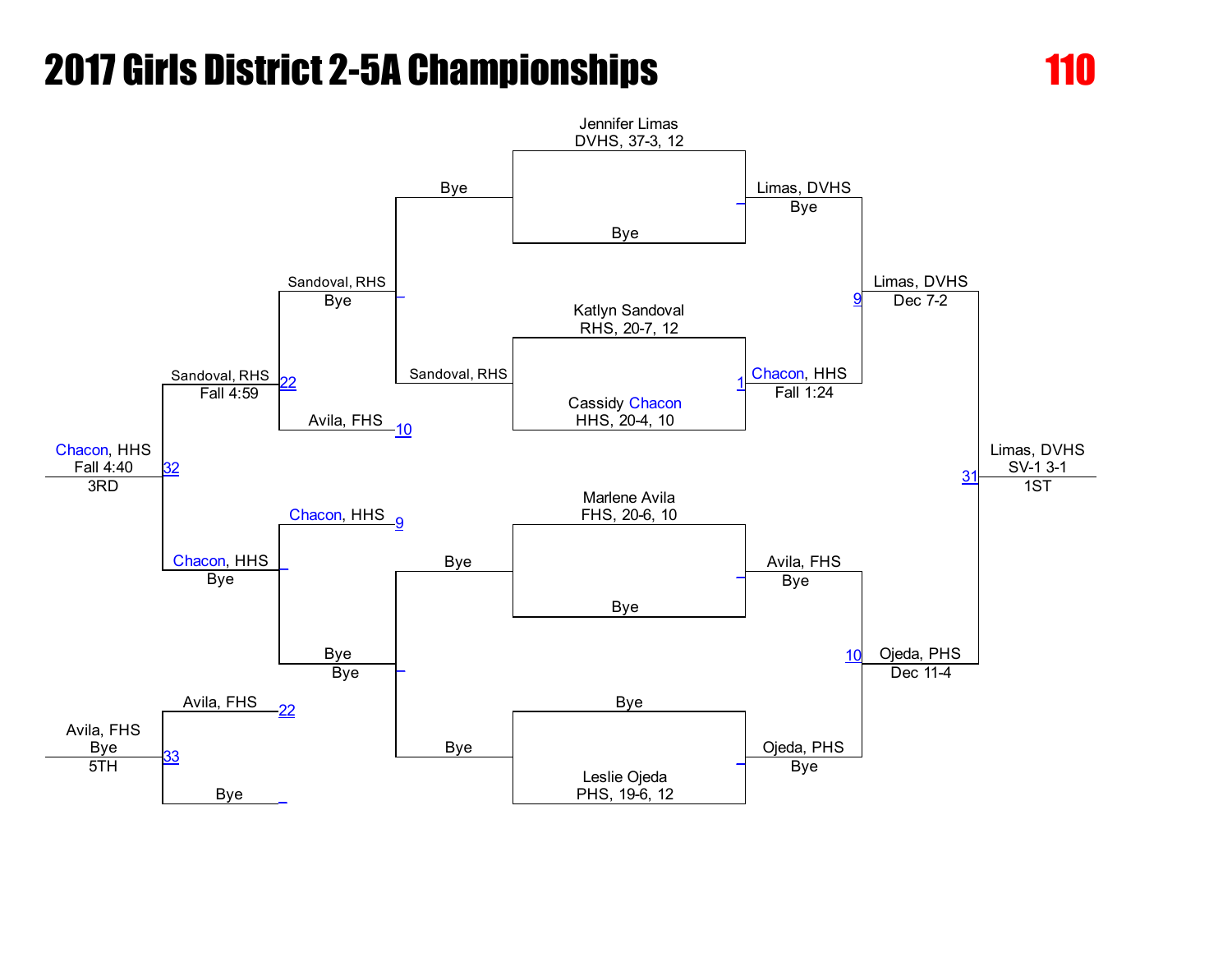# 2017 Girls District 2-5A Championships

**110**

## Championship Bracket

### First Round

- Jennifer Limas, DVHS, 37-3, 12 vs. Bye — **Limas, DVHS** (Bye)
- Katlyn Sandoval, RHS, 20-7, 12 vs. Cassidy Chacon, HHS, 20-4, 10 — **Chacon, HHS** (Fall 1:24) [1]
- Marlene Avila, FHS, 20-6, 10 vs. Bye — **Avila, FHS** (Bye)
- Bye vs. Leslie Ojeda, PHS, 19-6, 12 — **Ojeda, PHS** (Bye)

### Semifinals

- Limas, DVHS vs. Chacon, HHS — **Limas, DVHS** (Dec 7-2) [9]
- Avila, FHS vs. Ojeda, PHS — **Ojeda, PHS** (Dec 11-4) [10]

### Final

- Limas, DVHS vs. Ojeda, PHS — **Limas, DVHS** (SV-1 3-1) [31] — 1ST

## Consolation Bracket

### Consolation Round 1

- Bye vs. Sandoval, RHS — **Sandoval, RHS** (Bye)
- Bye vs. Bye — Bye (Bye)

### Consolation Round 2

- Sandoval, RHS vs. Avila, FHS [10] — **Sandoval, RHS** (Fall 4:59) [22]
- Chacon, HHS [9] vs. Bye — **Chacon, HHS** (Bye)

### Third Place

- Sandoval, RHS vs. Chacon, HHS — **Chacon, HHS** (Fall 4:40) [32] — 3RD

### Fifth Place

- Avila, FHS [22] vs. Bye — **Avila, FHS** (Bye) [33] — 5TH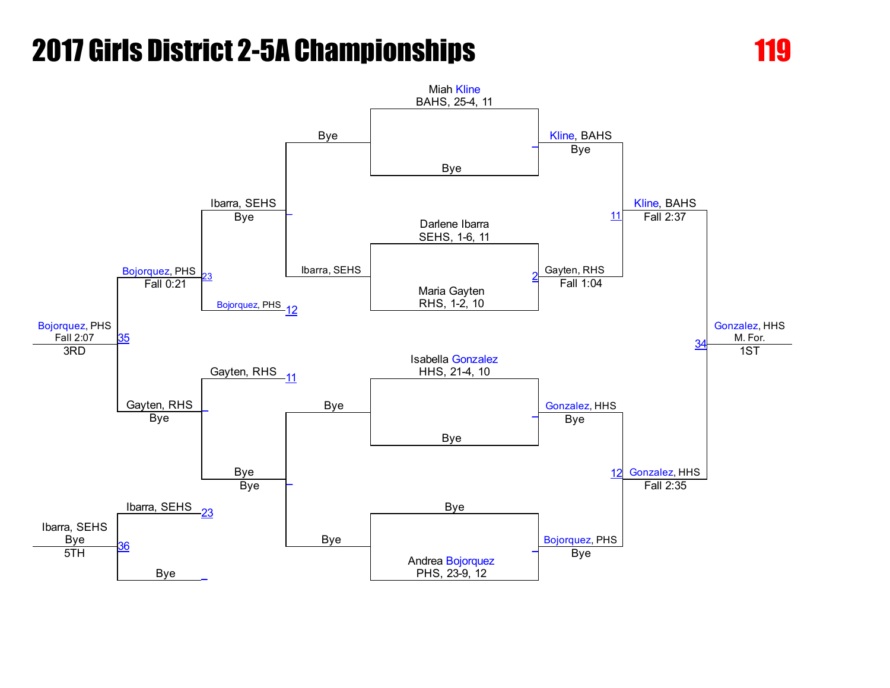# 2017 Girls District 2-5A Championships

**119**

## Championship Bracket

### First Round

- Miah Kline, BAHS, 25-4, 11 vs. Bye
- Darlene Ibarra, SEHS, 1-6, 11 vs. Maria Gayten, RHS, 1-2, 10
- Isabella Gonzalez, HHS, 21-4, 10 vs. Bye
- Bye vs. Andrea Bojorquez, PHS, 23-9, 12

### Quarterfinals Results

- Kline, BAHS — Bye
- 2: Gayten, RHS — Fall 1:04
- Gonzalez, HHS — Bye
- Bojorquez, PHS — Bye

### Semifinals

- 11: Kline, BAHS — Fall 2:37
- 12: Gonzalez, HHS — Fall 2:35

### Final

- 34: Gonzalez, HHS — M. For. — 1ST

## Consolation Bracket

- Bye vs. Ibarra, SEHS → Ibarra, SEHS — Bye
- Bye vs. Bye → Bye — Bye
- 23: Ibarra, SEHS vs. 12: Bojorquez, PHS → Bojorquez, PHS — Fall 0:21
- 11: Gayten, RHS vs. Bye → Gayten, RHS — Bye
- 35: Bojorquez, PHS — Fall 2:07 — 3RD

### 5th Place

- 36: Ibarra, SEHS vs. Bye → Ibarra, SEHS — Bye — 5TH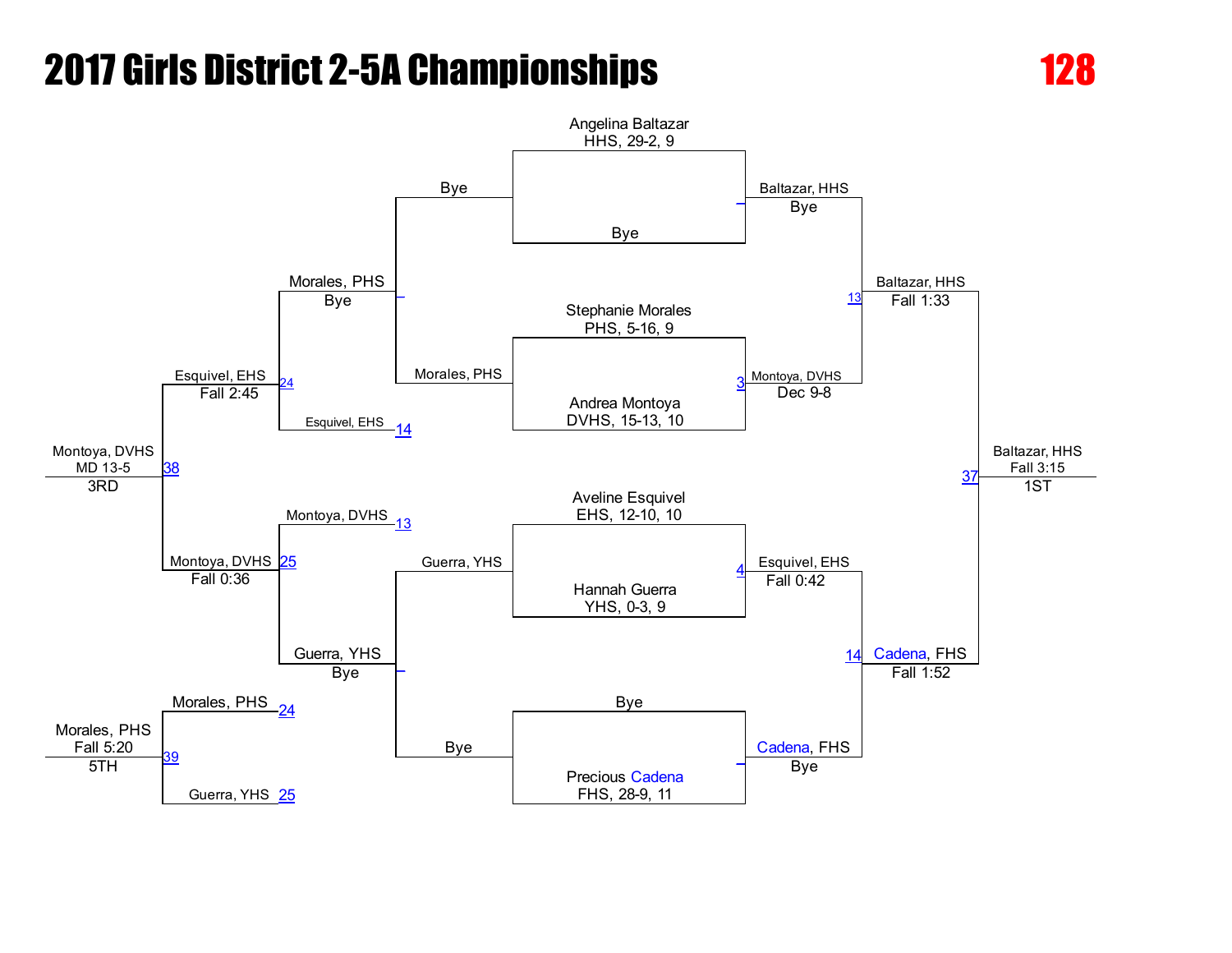# 2017 Girls District 2-5A Championships

**128**

## Championship Bracket

**Entrants:**

- Angelina Baltazar, HHS, 29-2, 9
- Bye
- Stephanie Morales, PHS, 5-16, 9
- Andrea Montoya, DVHS, 15-13, 10
- Aveline Esquivel, EHS, 12-10, 10
- Hannah Guerra, YHS, 0-3, 9
- Bye
- Precious Cadena, FHS, 28-9, 11

**Quarterfinals:**

- Baltazar, HHS — Bye
- Montoya, DVHS — Dec 9-8 (3)
- Esquivel, EHS — Fall 0:42 (4)
- Cadena, FHS — Bye

**Semifinals:**

- Baltazar, HHS — Fall 1:33 (13)
- Cadena, FHS — Fall 1:52 (14)

**Final:**

- Baltazar, HHS — Fall 3:15 (37) — **1ST**

## Consolation Bracket

**First round:**

- Bye / Morales, PHS → Morales, PHS — Bye
- Guerra, YHS / Bye → Guerra, YHS — Bye

**Consolation:**

- Morales, PHS vs. Esquivel, EHS (14) → Esquivel, EHS — Fall 2:45 (24)
- Montoya, DVHS (13) vs. Guerra, YHS → Montoya, DVHS — Fall 0:36 (25)

**3rd Place:**

- Montoya, DVHS — MD 13-5 (38) — **3RD**

**5th Place:**

- Morales, PHS (24) vs. Guerra, YHS (25) → Morales, PHS — Fall 5:20 (39) — **5TH**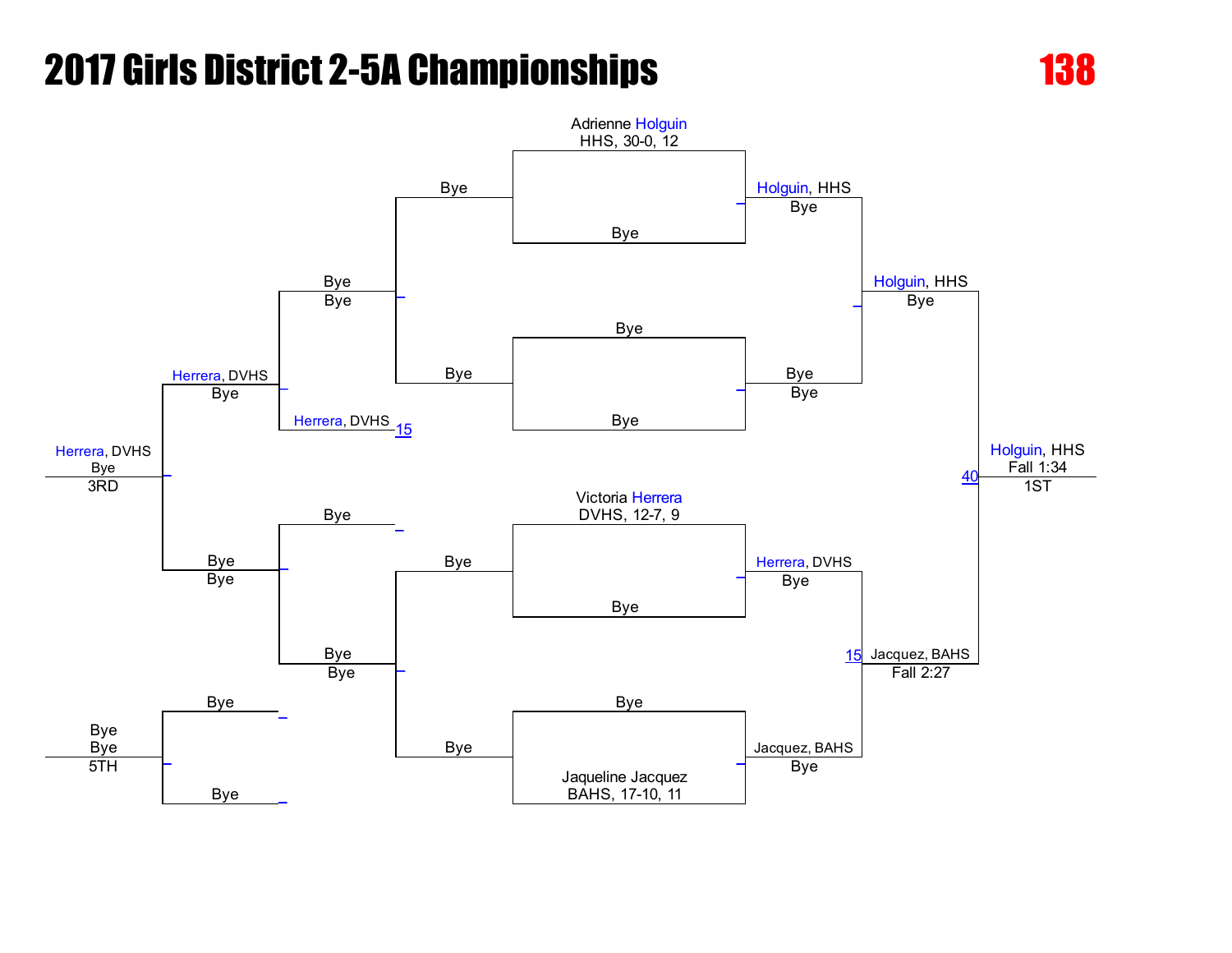# 2017 Girls District 2-5A Championships

**138**

## Championship Bracket

**Entrants:**
- Adrienne Holguin, HHS, 30-0, 12 — Bye
- Bye — Bye
- Victoria Herrera, DVHS, 12-7, 9 — Bye
- Bye — Jaqueline Jacquez, BAHS, 17-10, 11

**Quarterfinals:**
- Holguin, HHS — Bye
- Bye — Bye
- Herrera, DVHS — Bye
- Jacquez, BAHS — Bye

**Semifinals:**
- Holguin, HHS — Bye
- Jacquez, BAHS — Fall 2:27 (15)

**Final:**
- Holguin, HHS — Fall 1:34 (40) — 1ST

## Consolation Bracket

- Bye / Bye
- Bye / Bye
- Bye / Bye
- Bye / Bye
- Herrera, DVHS (15)
- Herrera, DVHS — Bye
- Bye / Bye
- Herrera, DVHS — Bye — 3RD
- Bye / Bye
- Bye / Bye — 5TH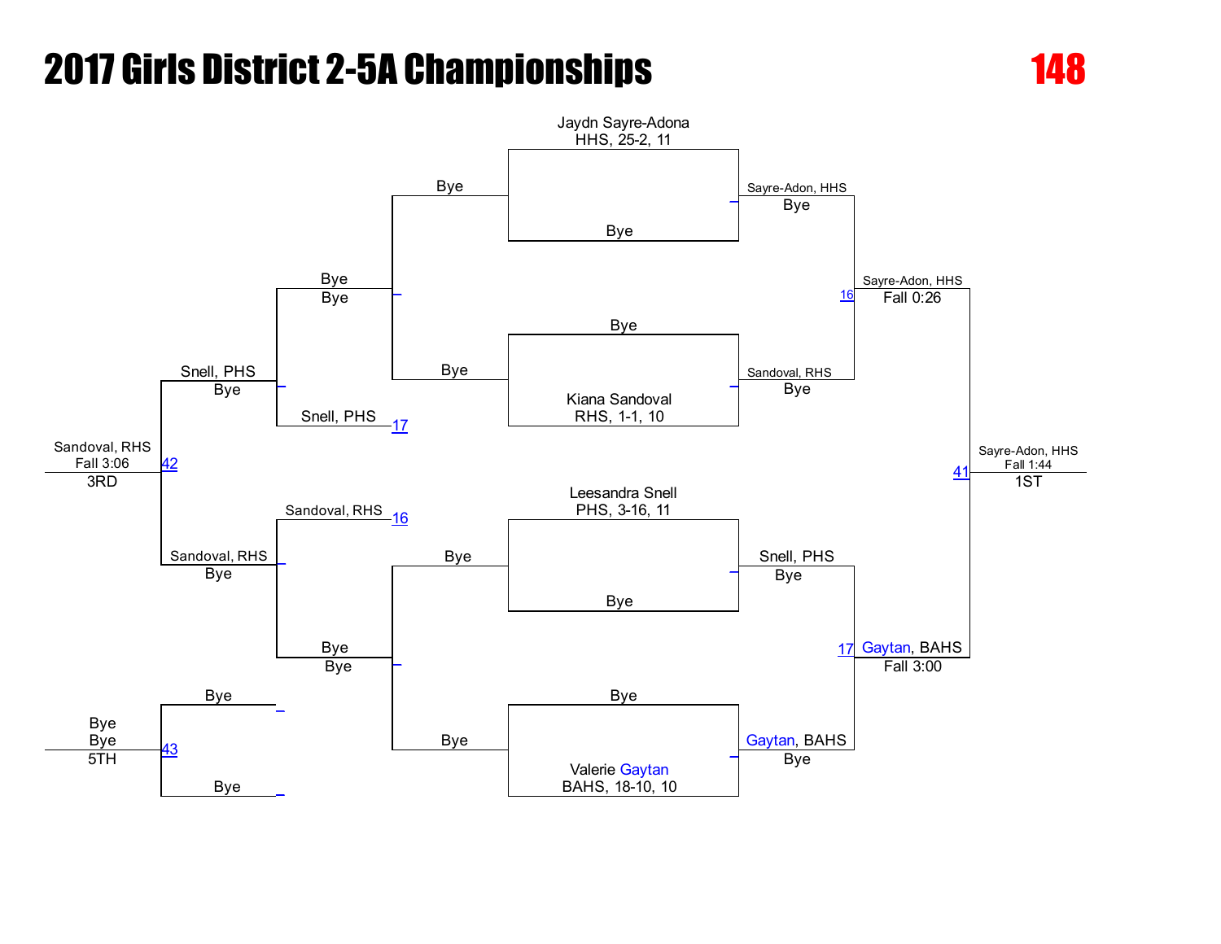# 2017 Girls District 2-5A Championships

**148**

## Championship Bracket

**Seeds / Entries**

- Jaydn Sayre-Adona, HHS, 25-2, 11 vs Bye
- Bye vs Kiana Sandoval, RHS, 1-1, 10
- Leesandra Snell, PHS, 3-16, 11 vs Bye
- Bye vs Valerie Gaytan, BAHS, 18-10, 10

**First Round**

- Sayre-Adon, HHS — Bye
- Sandoval, RHS — Bye
- Snell, PHS — Bye
- Gaytan, BAHS — Bye

**Semifinals**

- 16: Sayre-Adon, HHS — Fall 0:26
- 17: Gaytan, BAHS — Fall 3:00

**Final**

- 41: Sayre-Adon, HHS — Fall 1:44 — 1ST

## Consolation Bracket

- Bye vs Bye — Bye
- Bye vs Bye — Bye
- Bye — Bye
- Bye — Bye
- Snell, PHS (17) — Snell, PHS — Bye
- Sandoval, RHS (16) — Sandoval, RHS — Bye
- 42: Sandoval, RHS — Fall 3:06 — 3RD
- 43: Bye vs Bye — Bye, Bye — 5TH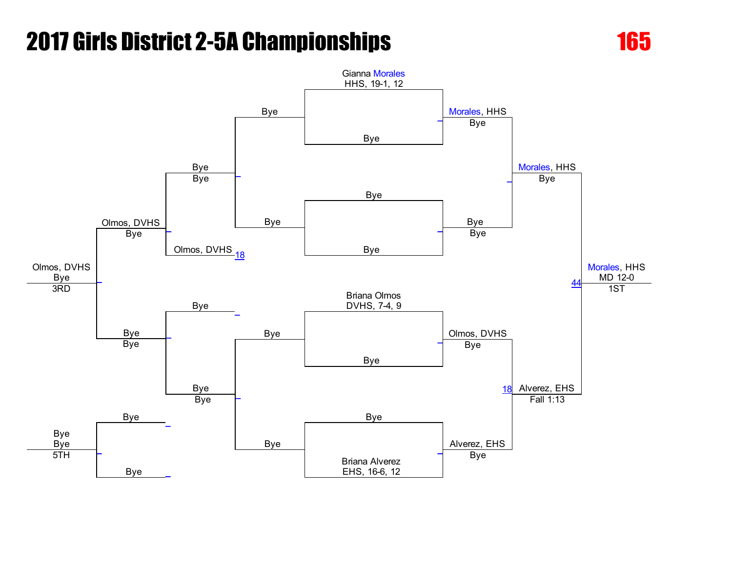# 2017 Girls District 2-5A Championships

**165**

## Championship Bracket

**First Round**

- Gianna Morales, HHS, 19-1, 12 vs. Bye → Morales, HHS (Bye)
- Bye vs. Bye → Bye (Bye)
- Briana Olmos, DVHS, 7-4, 9 vs. Bye → Olmos, DVHS (Bye)
- Bye vs. Briana Alverez, EHS, 16-6, 12 → Alverez, EHS (Bye)

**Semifinals**

- Morales, HHS vs. Bye → Morales, HHS (Bye)
- Olmos, DVHS vs. Alverez, EHS → Alverez, EHS (Fall 1:13) — Match 18

**Final** — Match 44

- Morales, HHS vs. Alverez, EHS → Morales, HHS (MD 12-0) — 1ST

## Consolation Bracket

- Bye vs. Bye → Bye
- Bye vs. Bye → Bye
- Bye vs. Olmos, DVHS → Olmos, DVHS — Match 18
- Bye vs. Bye → Bye (Bye)
- Bye vs. Bye → Bye (Bye)
- Olmos, DVHS vs. Bye → Olmos, DVHS (Bye)
- Olmos, DVHS vs. Bye → Olmos, DVHS (Bye) — 3RD

**5th Place**

- Bye vs. Bye → Bye (Bye) — 5TH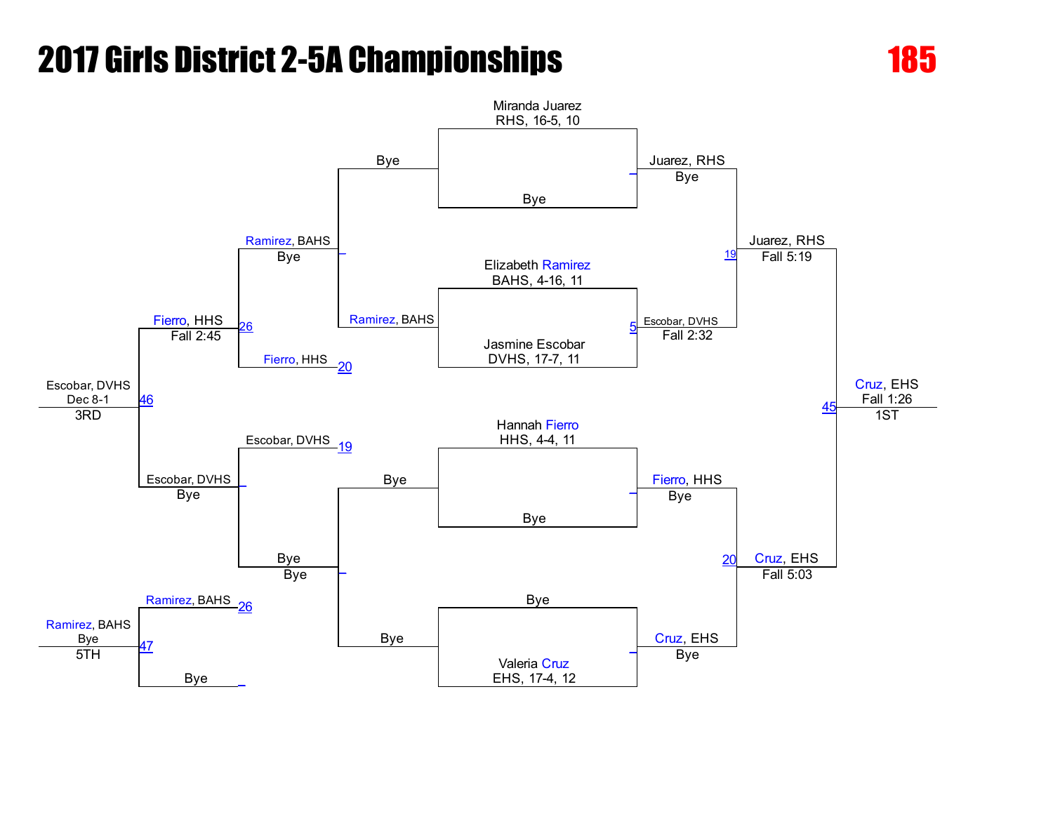# 2017 Girls District 2-5A Championships

**185**

## Championship Bracket

**First Round**

- Miranda Juarez, RHS, 16-5, 10 vs Bye → Juarez, RHS (Bye)
- Elizabeth Ramirez, BAHS, 4-16, 11 vs Jasmine Escobar, DVHS, 17-7, 11 → Escobar, DVHS (Fall 2:32) [5]
- Hannah Fierro, HHS, 4-4, 11 vs Bye → Fierro, HHS (Bye)
- Bye vs Valeria Cruz, EHS, 17-4, 12 → Cruz, EHS (Bye)

**Semifinals**

- Juarez, RHS vs Escobar, DVHS → Juarez, RHS (Fall 5:19) [19]
- Fierro, HHS vs Cruz, EHS → Cruz, EHS (Fall 5:03) [20]

**Final**

- Juarez, RHS vs Cruz, EHS → Cruz, EHS (Fall 1:26) [45] — 1ST

## Consolation Bracket

- Bye vs Ramirez, BAHS → Ramirez, BAHS (Bye)
- Escobar, DVHS [19] vs Bye → Escobar, DVHS (Bye)
- Bye vs Bye → Bye
- Ramirez, BAHS vs Fierro, HHS [20] → Fierro, HHS (Fall 2:45) [26]
- Fierro, HHS vs Escobar, DVHS → Escobar, DVHS (Dec 8-1) [46] — 3RD

**5th Place**

- Ramirez, BAHS [26] vs Bye → Ramirez, BAHS (Bye) [47] — 5TH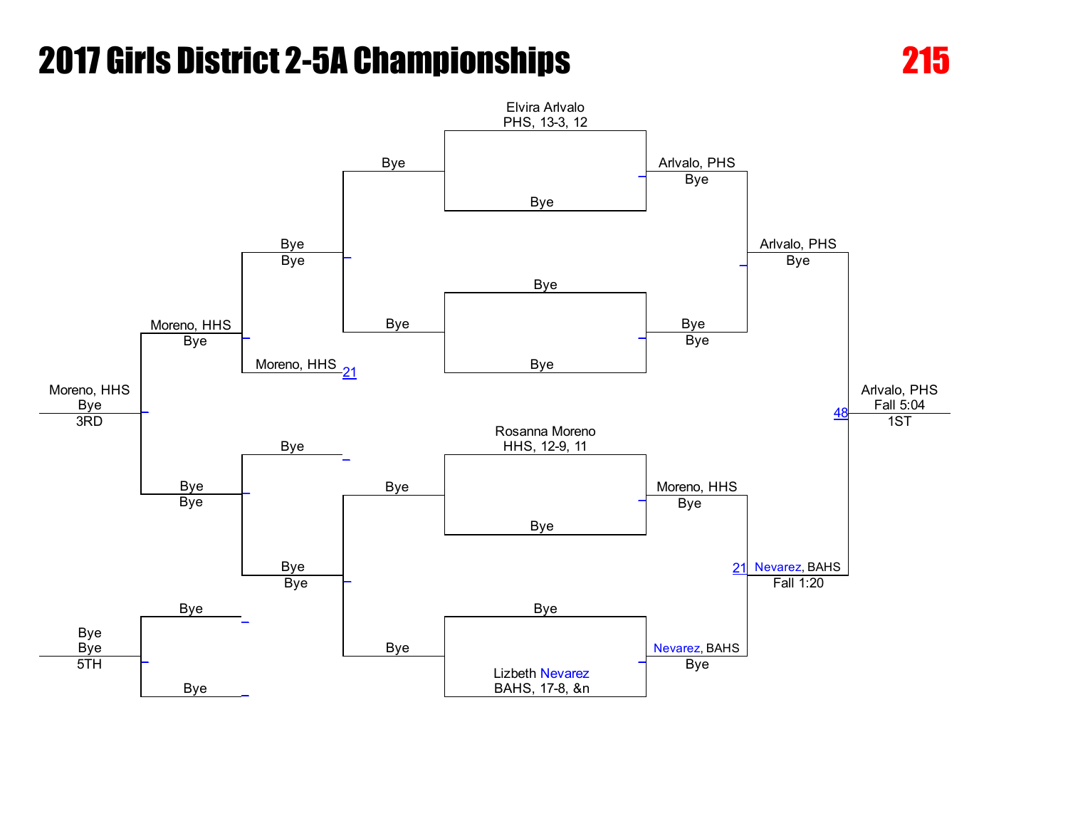# 2017 Girls District 2-5A Championships

215

Elvira Arlvalo
PHS, 13-3, 12

Bye

Bye

Arlvalo, PHS
Bye

Bye
Bye

Arlvalo, PHS
Bye

Bye

Bye

Bye

Bye
Bye

Moreno, HHS
Bye

Moreno, HHS 21

Moreno, HHS
Bye
3RD

Arlvalo, PHS
Fall 5:04
1ST

48

Rosanna Moreno
HHS, 12-9, 11

Bye

Bye

Moreno, HHS
Bye

Bye

Bye
Bye

Bye
Bye

21 Nevarez, BAHS
Fall 1:20

Bye

Bye

Nevarez, BAHS
Bye

Lizbeth Nevarez
BAHS, 17-8, &n

Bye
Bye
5TH

Bye

Bye